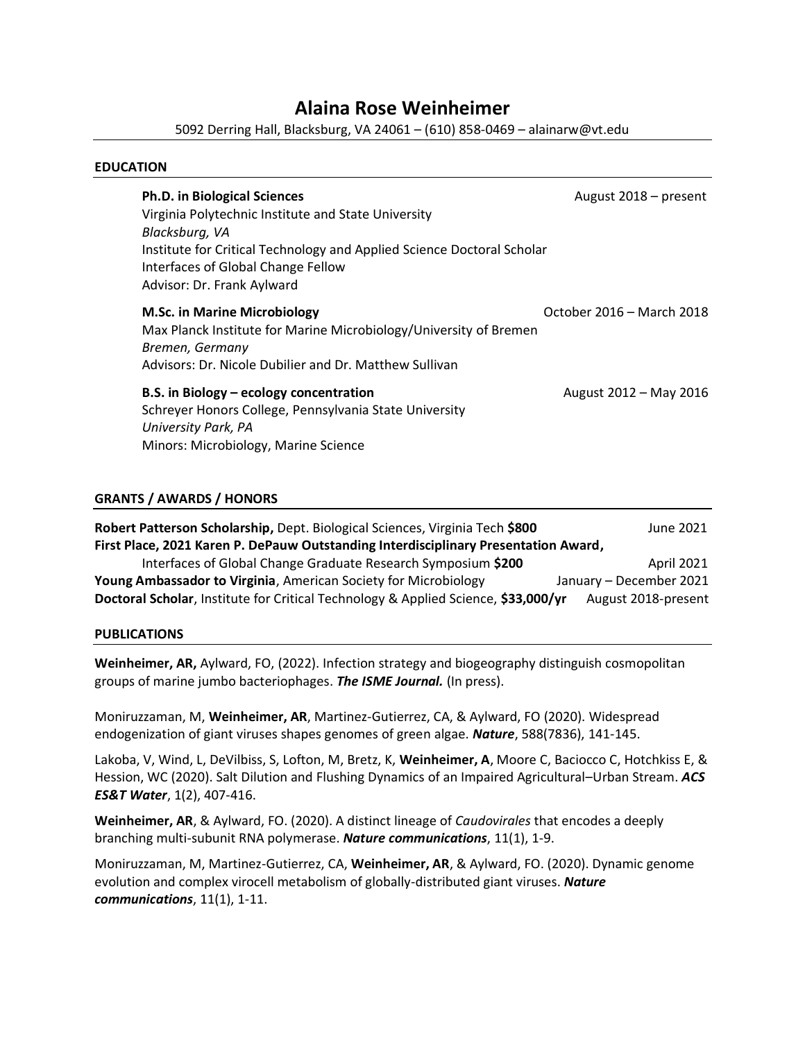# Alaina Rose Weinheimer

5092 Derring Hall, Blacksburg, VA 24061 – (610) 858-0469 – alainarw@vt.edu

## EDUCATION

**Ph.D. in Biological Sciences** — August 2018 – present
Virginia Polytechnic Institute and State University
*Blacksburg, VA*
Institute for Critical Technology and Applied Science Doctoral Scholar
Interfaces of Global Change Fellow
Advisor: Dr. Frank Aylward

**M.Sc. in Marine Microbiology** — October 2016 – March 2018
Max Planck Institute for Marine Microbiology/University of Bremen
*Bremen, Germany*
Advisors: Dr. Nicole Dubilier and Dr. Matthew Sullivan

**B.S. in Biology – ecology concentration** — August 2012 – May 2016
Schreyer Honors College, Pennsylvania State University
*University Park, PA*
Minors: Microbiology, Marine Science

## GRANTS / AWARDS / HONORS

**Robert Patterson Scholarship,** Dept. Biological Sciences, Virginia Tech **$800** — June 2021

**First Place, 2021 Karen P. DePauw Outstanding Interdisciplinary Presentation Award,** Interfaces of Global Change Graduate Research Symposium **$200** — April 2021

**Young Ambassador to Virginia**, American Society for Microbiology — January – December 2021

**Doctoral Scholar**, Institute for Critical Technology & Applied Science, **$33,000/yr** — August 2018-present

## PUBLICATIONS

**Weinheimer, AR,** Aylward, FO, (2022). Infection strategy and biogeography distinguish cosmopolitan groups of marine jumbo bacteriophages. ***The ISME Journal.*** (In press).

Moniruzzaman, M, **Weinheimer, AR**, Martinez-Gutierrez, CA, & Aylward, FO (2020). Widespread endogenization of giant viruses shapes genomes of green algae. ***Nature***, 588(7836), 141-145.

Lakoba, V, Wind, L, DeVilbiss, S, Lofton, M, Bretz, K, **Weinheimer, A**, Moore C, Baciocco C, Hotchkiss E, & Hession, WC (2020). Salt Dilution and Flushing Dynamics of an Impaired Agricultural–Urban Stream. ***ACS ES&T Water***, 1(2), 407-416.

**Weinheimer, AR**, & Aylward, FO. (2020). A distinct lineage of *Caudovirales* that encodes a deeply branching multi-subunit RNA polymerase. ***Nature communications***, 11(1), 1-9.

Moniruzzaman, M, Martinez-Gutierrez, CA, **Weinheimer, AR**, & Aylward, FO. (2020). Dynamic genome evolution and complex virocell metabolism of globally-distributed giant viruses. ***Nature communications***, 11(1), 1-11.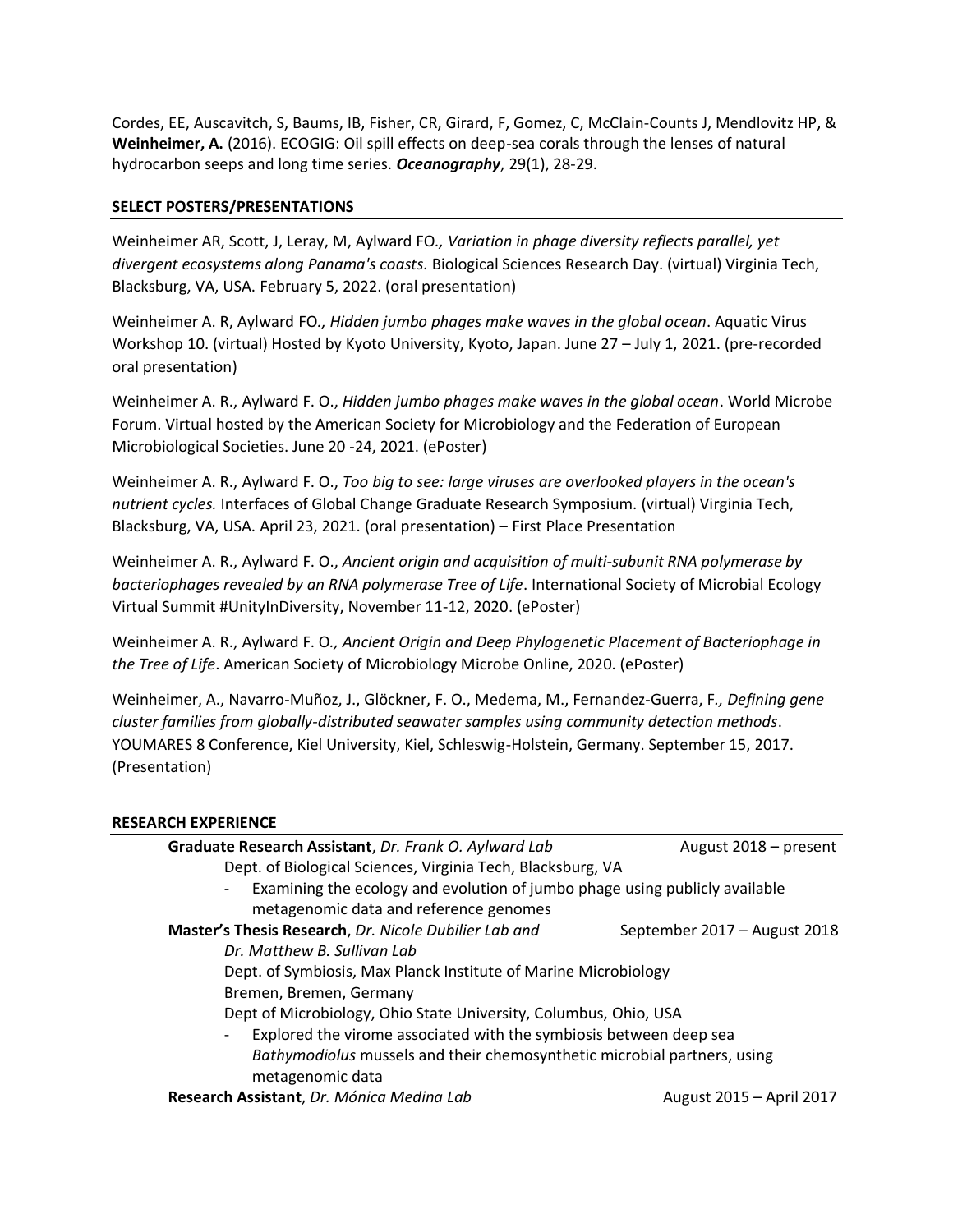Cordes, EE, Auscavitch, S, Baums, IB, Fisher, CR, Girard, F, Gomez, C, McClain-Counts J, Mendlovitz HP, & **Weinheimer, A.** (2016). ECOGIG: Oil spill effects on deep-sea corals through the lenses of natural hydrocarbon seeps and long time series. ***Oceanography***, 29(1), 28-29.

## SELECT POSTERS/PRESENTATIONS

Weinheimer AR, Scott, J, Leray, M, Aylward FO*., Variation in phage diversity reflects parallel, yet divergent ecosystems along Panama's coasts.* Biological Sciences Research Day. (virtual) Virginia Tech, Blacksburg, VA, USA. February 5, 2022. (oral presentation)

Weinheimer A. R, Aylward FO*., Hidden jumbo phages make waves in the global ocean*. Aquatic Virus Workshop 10. (virtual) Hosted by Kyoto University, Kyoto, Japan. June 27 – July 1, 2021. (pre-recorded oral presentation)

Weinheimer A. R., Aylward F. O., *Hidden jumbo phages make waves in the global ocean*. World Microbe Forum. Virtual hosted by the American Society for Microbiology and the Federation of European Microbiological Societies. June 20 -24, 2021. (ePoster)

Weinheimer A. R., Aylward F. O., *Too big to see: large viruses are overlooked players in the ocean's nutrient cycles.* Interfaces of Global Change Graduate Research Symposium. (virtual) Virginia Tech, Blacksburg, VA, USA. April 23, 2021. (oral presentation) – First Place Presentation

Weinheimer A. R., Aylward F. O., *Ancient origin and acquisition of multi-subunit RNA polymerase by bacteriophages revealed by an RNA polymerase Tree of Life*. International Society of Microbial Ecology Virtual Summit #UnityInDiversity, November 11-12, 2020. (ePoster)

Weinheimer A. R., Aylward F. O*., Ancient Origin and Deep Phylogenetic Placement of Bacteriophage in the Tree of Life*. American Society of Microbiology Microbe Online, 2020. (ePoster)

Weinheimer, A., Navarro-Muñoz, J., Glöckner, F. O., Medema, M., Fernandez-Guerra, F*., Defining gene cluster families from globally-distributed seawater samples using community detection methods*. YOUMARES 8 Conference, Kiel University, Kiel, Schleswig-Holstein, Germany. September 15, 2017. (Presentation)

## RESEARCH EXPERIENCE

**Graduate Research Assistant**, *Dr. Frank O. Aylward Lab* — August 2018 – present
Dept. of Biological Sciences, Virginia Tech, Blacksburg, VA
- Examining the ecology and evolution of jumbo phage using publicly available metagenomic data and reference genomes

**Master's Thesis Research**, *Dr. Nicole Dubilier Lab and Dr. Matthew B. Sullivan Lab* — September 2017 – August 2018
Dept. of Symbiosis, Max Planck Institute of Marine Microbiology
Bremen, Bremen, Germany
Dept of Microbiology, Ohio State University, Columbus, Ohio, USA
- Explored the virome associated with the symbiosis between deep sea *Bathymodiolus* mussels and their chemosynthetic microbial partners, using metagenomic data

**Research Assistant**, *Dr. Mónica Medina Lab* — August 2015 – April 2017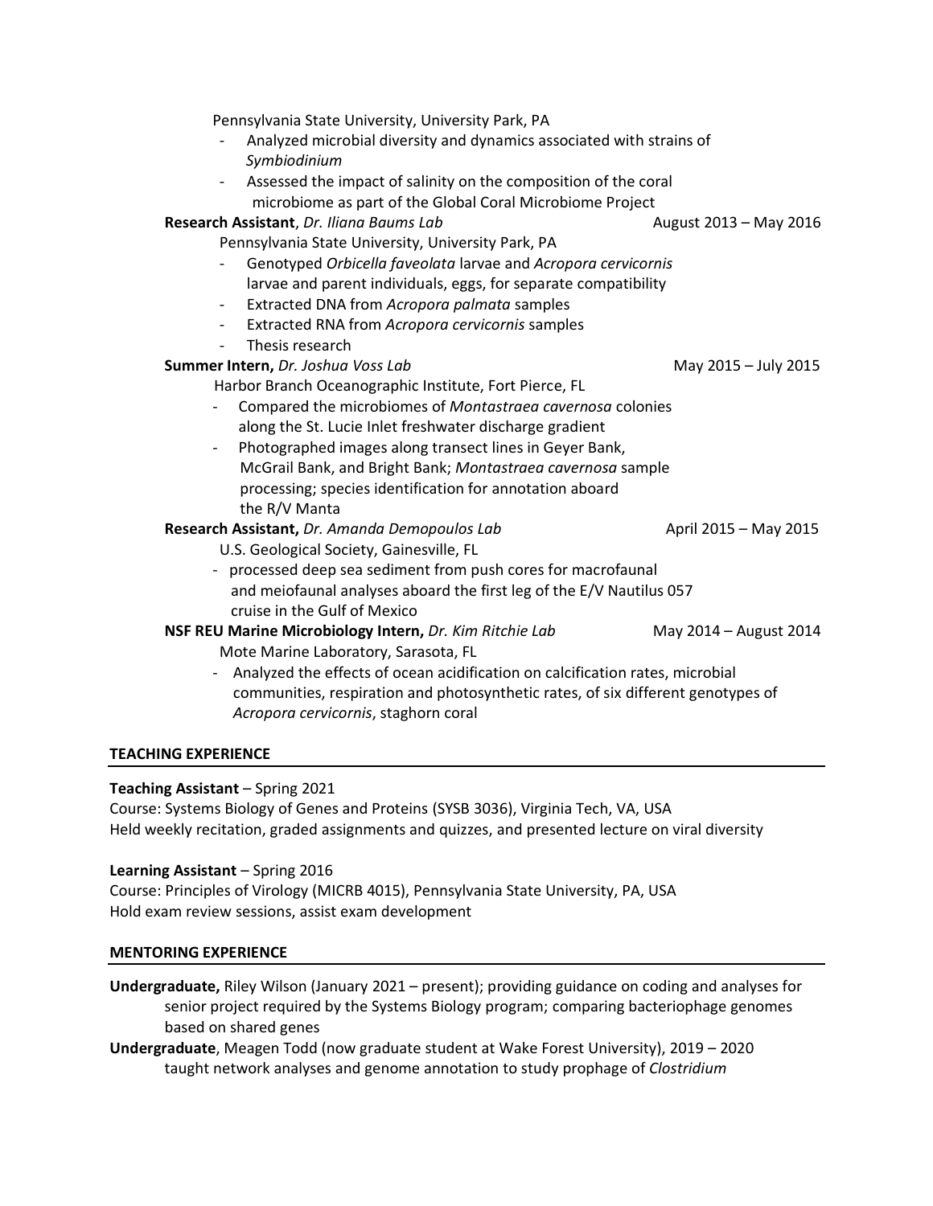Pennsylvania State University, University Park, PA

- Analyzed microbial diversity and dynamics associated with strains of *Symbiodinium*
- Assessed the impact of salinity on the composition of the coral microbiome as part of the Global Coral Microbiome Project

**Research Assistant**, *Dr. Iliana Baums Lab* August 2013 – May 2016

Pennsylvania State University, University Park, PA

- Genotyped *Orbicella faveolata* larvae and *Acropora cervicornis* larvae and parent individuals, eggs, for separate compatibility
- Extracted DNA from *Acropora palmata* samples
- Extracted RNA from *Acropora cervicornis* samples
- Thesis research

**Summer Intern,** *Dr. Joshua Voss Lab* May 2015 – July 2015

Harbor Branch Oceanographic Institute, Fort Pierce, FL

- Compared the microbiomes of *Montastraea cavernosa* colonies along the St. Lucie Inlet freshwater discharge gradient
- Photographed images along transect lines in Geyer Bank, McGrail Bank, and Bright Bank; *Montastraea cavernosa* sample processing; species identification for annotation aboard the R/V Manta

**Research Assistant,** *Dr. Amanda Demopoulos Lab* April 2015 – May 2015

U.S. Geological Society, Gainesville, FL

- processed deep sea sediment from push cores for macrofaunal and meiofaunal analyses aboard the first leg of the E/V Nautilus 057 cruise in the Gulf of Mexico

**NSF REU Marine Microbiology Intern,** *Dr. Kim Ritchie Lab* May 2014 – August 2014

Mote Marine Laboratory, Sarasota, FL

- Analyzed the effects of ocean acidification on calcification rates, microbial communities, respiration and photosynthetic rates, of six different genotypes of *Acropora cervicornis*, staghorn coral

## TEACHING EXPERIENCE

**Teaching Assistant** – Spring 2021
Course: Systems Biology of Genes and Proteins (SYSB 3036), Virginia Tech, VA, USA
Held weekly recitation, graded assignments and quizzes, and presented lecture on viral diversity

**Learning Assistant** – Spring 2016
Course: Principles of Virology (MICRB 4015), Pennsylvania State University, PA, USA
Hold exam review sessions, assist exam development

## MENTORING EXPERIENCE

**Undergraduate,** Riley Wilson (January 2021 – present); providing guidance on coding and analyses for senior project required by the Systems Biology program; comparing bacteriophage genomes based on shared genes

**Undergraduate**, Meagen Todd (now graduate student at Wake Forest University), 2019 – 2020 taught network analyses and genome annotation to study prophage of *Clostridium*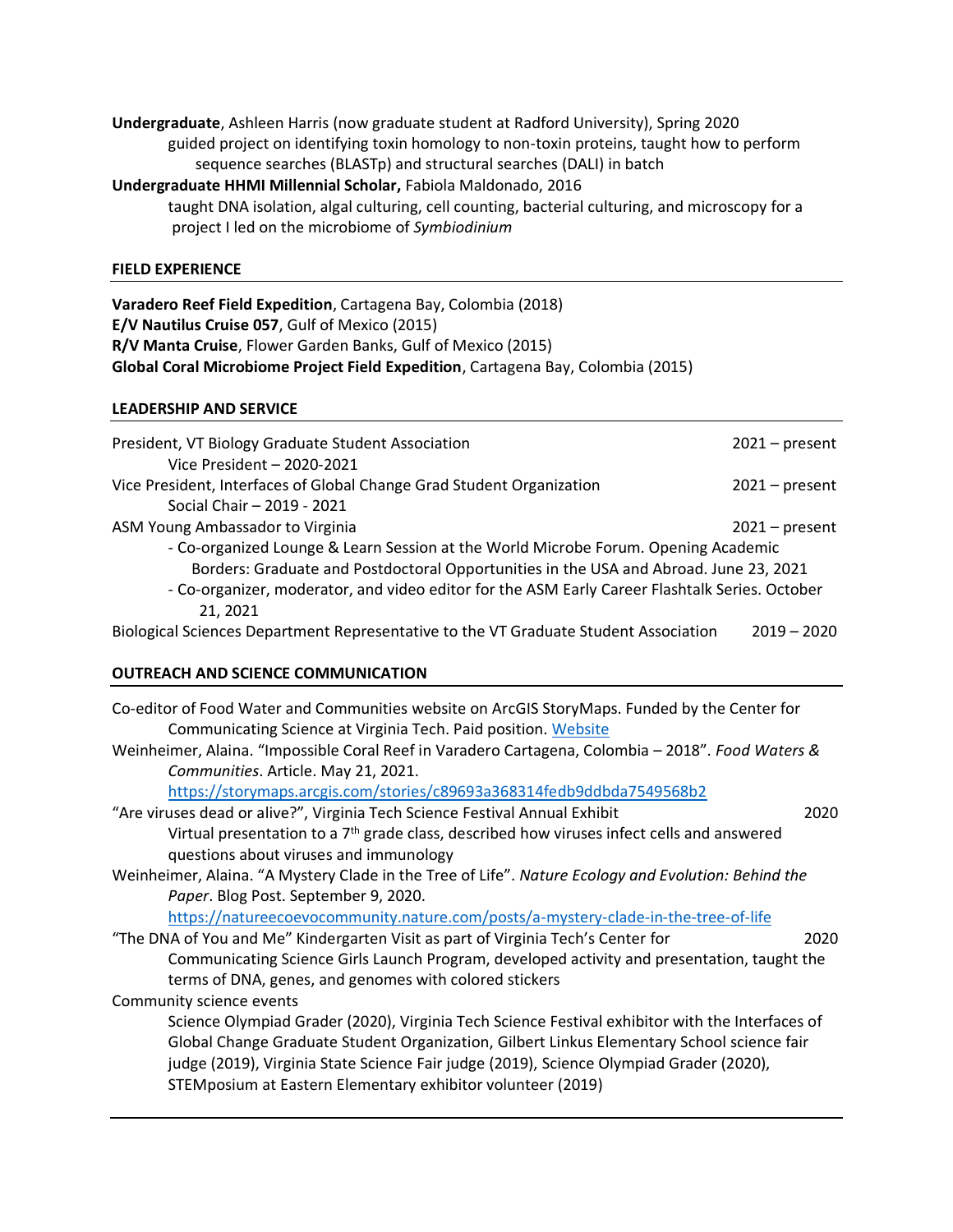**Undergraduate**, Ashleen Harris (now graduate student at Radford University), Spring 2020
guided project on identifying toxin homology to non-toxin proteins, taught how to perform sequence searches (BLASTp) and structural searches (DALI) in batch

**Undergraduate HHMI Millennial Scholar,** Fabiola Maldonado, 2016
taught DNA isolation, algal culturing, cell counting, bacterial culturing, and microscopy for a project I led on the microbiome of *Symbiodinium*

## FIELD EXPERIENCE

**Varadero Reef Field Expedition**, Cartagena Bay, Colombia (2018)
**E/V Nautilus Cruise 057**, Gulf of Mexico (2015)
**R/V Manta Cruise**, Flower Garden Banks, Gulf of Mexico (2015)
**Global Coral Microbiome Project Field Expedition**, Cartagena Bay, Colombia (2015)

## LEADERSHIP AND SERVICE

President, VT Biology Graduate Student Association — 2021 – present
Vice President – 2020-2021

Vice President, Interfaces of Global Change Grad Student Organization — 2021 – present
Social Chair – 2019 - 2021

ASM Young Ambassador to Virginia — 2021 – present
- Co-organized Lounge & Learn Session at the World Microbe Forum. Opening Academic Borders: Graduate and Postdoctoral Opportunities in the USA and Abroad. June 23, 2021
- Co-organizer, moderator, and video editor for the ASM Early Career Flashtalk Series. October 21, 2021

Biological Sciences Department Representative to the VT Graduate Student Association — 2019 – 2020

## OUTREACH AND SCIENCE COMMUNICATION

Co-editor of Food Water and Communities website on ArcGIS StoryMaps. Funded by the Center for Communicating Science at Virginia Tech. Paid position. Website

Weinheimer, Alaina. "Impossible Coral Reef in Varadero Cartagena, Colombia – 2018". *Food Waters & Communities*. Article. May 21, 2021.
https://storymaps.arcgis.com/stories/c89693a368314fedb9ddbda7549568b2

"Are viruses dead or alive?", Virginia Tech Science Festival Annual Exhibit — 2020
Virtual presentation to a 7th grade class, described how viruses infect cells and answered questions about viruses and immunology

Weinheimer, Alaina. "A Mystery Clade in the Tree of Life". *Nature Ecology and Evolution: Behind the Paper*. Blog Post. September 9, 2020.
https://natureecoevocommunity.nature.com/posts/a-mystery-clade-in-the-tree-of-life

"The DNA of You and Me" Kindergarten Visit as part of Virginia Tech's Center for Communicating Science Girls Launch Program, developed activity and presentation, taught the terms of DNA, genes, and genomes with colored stickers — 2020

Community science events
Science Olympiad Grader (2020), Virginia Tech Science Festival exhibitor with the Interfaces of Global Change Graduate Student Organization, Gilbert Linkus Elementary School science fair judge (2019), Virginia State Science Fair judge (2019), Science Olympiad Grader (2020), STEMposium at Eastern Elementary exhibitor volunteer (2019)